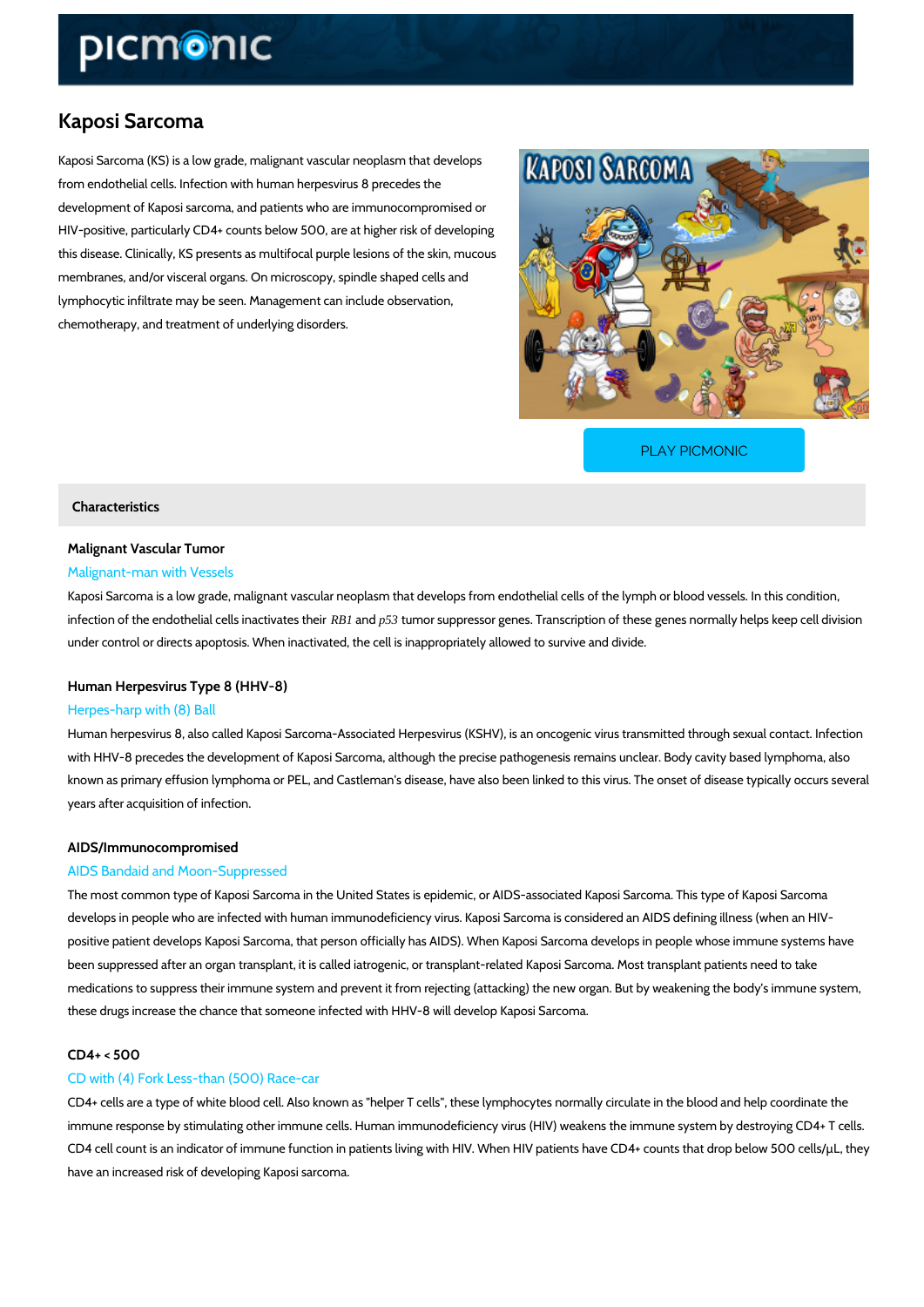# Kaposi Sarcoma

Kaposi Sarcoma (KS) is a low grade, malignant vascular neoplasm that develops from endothelial cells. Infection with human herpesvirus 8 precedes the development of Kaposi sarcoma, and patients who are immunocompromised or HIV-positive, particularly CD4+ counts below 500, are at higher risk of developing this disease. Clinically, KS presents as multifocal purple lesions of the skin, mucous membranes, and/or visceral organs. On microscopy, spindle shaped cells and lymphocytic infiltrate may be seen. Management can include observation, chemotherapy, and treatment of underlying disorders.

PLAY PICMONIC

## Characteristics

### Malignant Vascular Tumor

Malignant-man with Vessels

Kaposi Sarcoma is a low grade, malignant vascular neoplasm that develops from endothelial cells of the lymph or blood vessels. In this condition, infection of the endothelial cells inactivates their *RB1* and *p53* tumor suppressor genes. Transcription of these genes normally helps keep cell division under control or directs apoptosis. When inactivated, the cell is inappropriately allowed to survive and divide.

### Human Herpesvirus Type 8 (HHV-8)

Herpes-harp with (8) Ball

Human herpesvirus 8, also called Kaposi Sarcoma-Associated Herpesvirus (KSHV), is an oncogenic virus transmitted through sexual contact. Infection with HHV-8 precedes the development of Kaposi Sarcoma, although the precise pathogenesis remains unclear. Body cavity based lymphoma, also known as primary effusion lymphoma or PEL, and Castleman's disease, have also been linked to this virus. The onset of disease typically occurs several years after acquisition of infection.

### AIDS/Immunocompromised

AIDS Bandaid and Moon-Suppressed

The most common type of Kaposi Sarcoma in the United States is epidemic, or AIDS-associated Kaposi Sarcoma. This type of Kaposi Sarcoma develops in people who are infected with human immunodeficiency virus. Kaposi Sarcoma is considered an AIDS defining illness (when an HIV-positive patient develops Kaposi Sarcoma, that person officially has AIDS). When Kaposi Sarcoma develops in people whose immune systems have been suppressed after an organ transplant, it is called iatrogenic, or transplant-related Kaposi Sarcoma. Most transplant patients need to take medications to suppress their immune system and prevent it from rejecting (attacking) the new organ. But by weakening the body's immune system, these drugs increase the chance that someone infected with HHV-8 will develop Kaposi Sarcoma.

### CD4+ < 500

CD with (4) Fork Less-than (500) Race-car

CD4+ cells are a type of white blood cell. Also known as "helper T cells", these lymphocytes normally circulate in the blood and help coordinate the immune response by stimulating other immune cells. Human immunodeficiency virus (HIV) weakens the immune system by destroying CD4+ T cells. CD4 cell count is an indicator of immune function in patients living with HIV. When HIV patients have CD4+ counts that drop below 500 cells/µL, they have an increased risk of developing Kaposi sarcoma.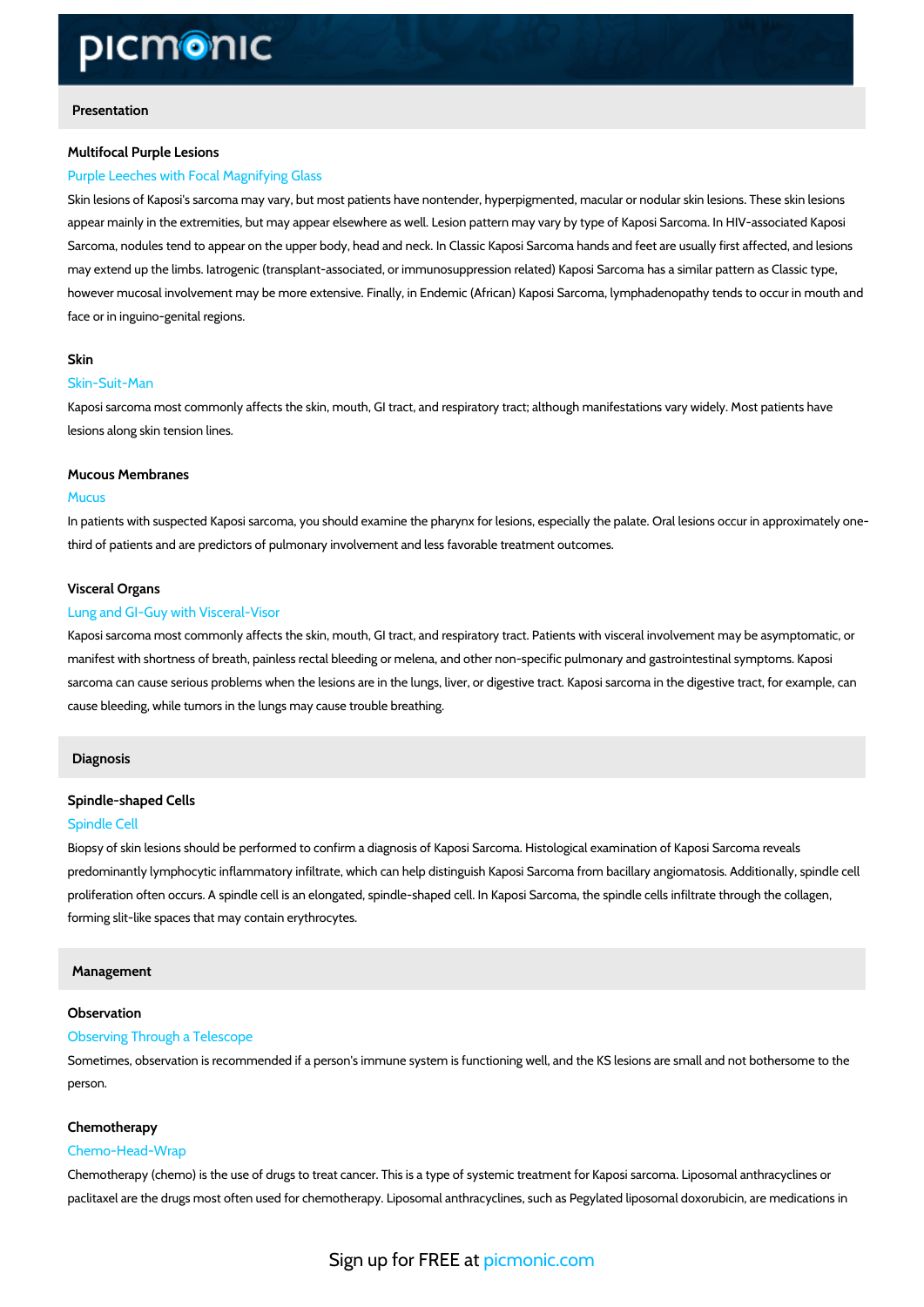## Presentation

### Multifocal Purple Lesions

Purple Leeches with Focal Magnifying Glass

Skin lesions of Kaposi's sarcoma may vary, but most patients have nontender, hyperpigmented, macular or nodular skin lesions. These skin lesions appear mainly in the extremities, but may appear elsewhere as well. Lesion pattern may vary by type of Kaposi Sarcoma. In HIV-associated Kaposi Sarcoma, nodules tend to appear on the upper body, head and neck. In Classic Kaposi Sarcoma hands and feet are usually first affected, and lesions may extend up the limbs. Iatrogenic (transplant-associated, or immunosuppression related) Kaposi Sarcoma has a similar pattern as Classic type, however mucosal involvement may be more extensive. Finally, in Endemic (African) Kaposi Sarcoma, lymphadenopathy tends to occur in mouth and face or in inguino-genital regions.

### Skin

Skin-Suit-Man

Kaposi sarcoma most commonly affects the skin, mouth, GI tract, and respiratory tract; although manifestations vary widely. Most patients have lesions along skin tension lines.

### Mucous Membranes

Mucus

In patients with suspected Kaposi sarcoma, you should examine the pharynx for lesions, especially the palate. Oral lesions occur in approximately one-third of patients and are predictors of pulmonary involvement and less favorable treatment outcomes.

### Visceral Organs

Lung and GI-Guy with Visceral-Visor

Kaposi sarcoma most commonly affects the skin, mouth, GI tract, and respiratory tract. Patients with visceral involvement may be asymptomatic, or manifest with shortness of breath, painless rectal bleeding or melena, and other non-specific pulmonary and gastrointestinal symptoms. Kaposi sarcoma can cause serious problems when the lesions are in the lungs, liver, or digestive tract. Kaposi sarcoma in the digestive tract, for example, can cause bleeding, while tumors in the lungs may cause trouble breathing.

## Diagnosis

### Spindle-shaped Cells

Spindle Cell

Biopsy of skin lesions should be performed to confirm a diagnosis of Kaposi Sarcoma. Histological examination of Kaposi Sarcoma reveals predominantly lymphocytic inflammatory infiltrate, which can help distinguish Kaposi Sarcoma from bacillary angiomatosis. Additionally, spindle cell proliferation often occurs. A spindle cell is an elongated, spindle-shaped cell. In Kaposi Sarcoma, the spindle cells infiltrate through the collagen, forming slit-like spaces that may contain erythrocytes.

## Management

### Observation

Observing Through a Telescope

Sometimes, observation is recommended if a person's immune system is functioning well, and the KS lesions are small and not bothersome to the person.

### Chemotherapy

Chemo-Head-Wrap

Chemotherapy (chemo) is the use of drugs to treat cancer. This is a type of systemic treatment for Kaposi sarcoma. Liposomal anthracyclines or paclitaxel are the drugs most often used for chemotherapy. Liposomal anthracyclines, such as Pegylated liposomal doxorubicin, are medications in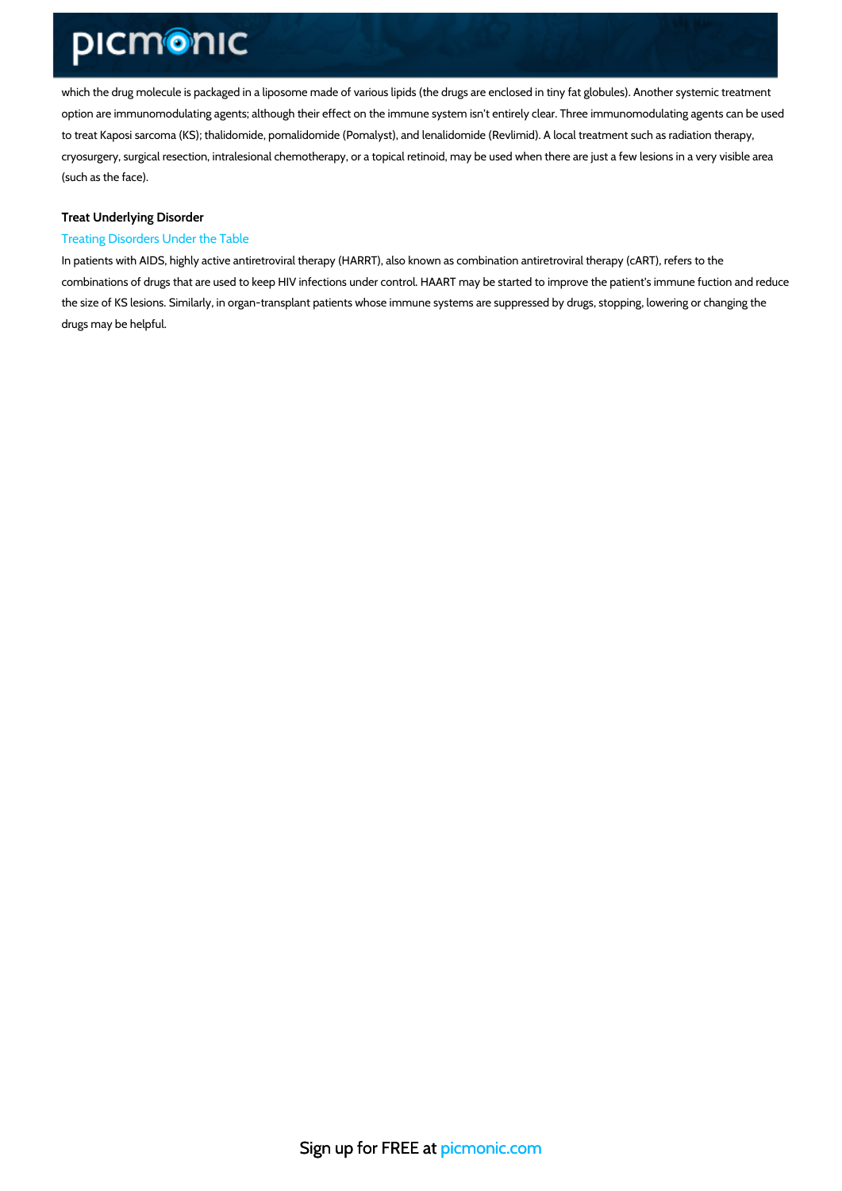which the drug molecule is packaged in a liposome made of various lipids (the drugs are enclosed in tiny fat globules). Another systemic treatment option are immunomodulating agents; although their effect on the immune system isn't entirely clear. Three immunomodulating agents can be used to treat Kaposi sarcoma (KS); thalidomide, pomalidomide (Pomalyst), and lenalidomide (Revlimid). A local treatment such as radiation therapy, cryosurgery, surgical resection, intralesional chemotherapy, or a topical retinoid, may be used when there are just a few lesions in a very visible area (such as the face).

**Treat Underlying Disorder**

Treating Disorders Under the Table

In patients with AIDS, highly active antiretroviral therapy (HARRT), also known as combination antiretroviral therapy (cART), refers to the combinations of drugs that are used to keep HIV infections under control. HAART may be started to improve the patient's immune fuction and reduce the size of KS lesions. Similarly, in organ-transplant patients whose immune systems are suppressed by drugs, stopping, lowering or changing the drugs may be helpful.